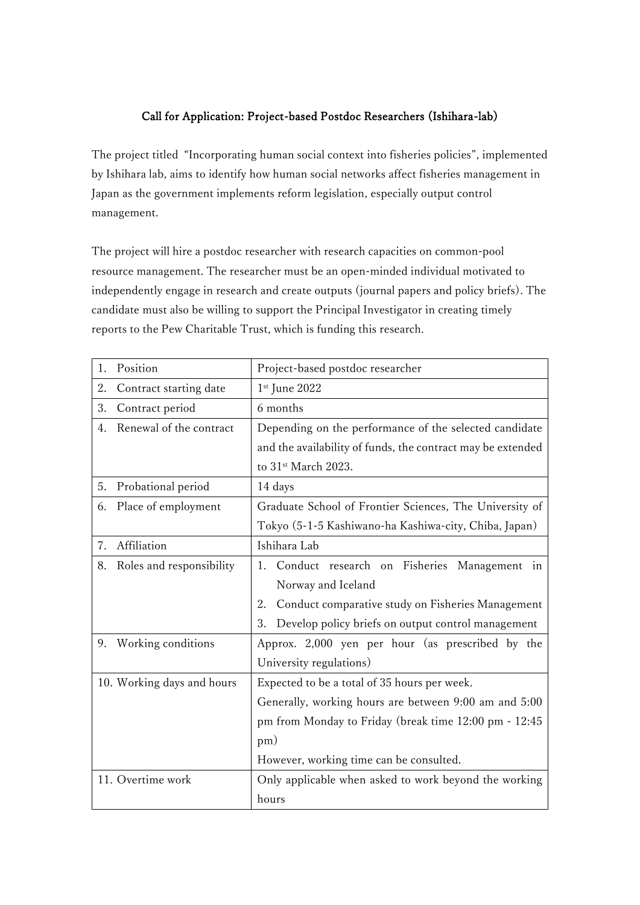# Call for Application: Project-based Postdoc Researchers (Ishihara-lab)

The project titled "Incorporating human social context into fisheries policies", implemented by Ishihara lab, aims to identify how human social networks affect fisheries management in Japan as the government implements reform legislation, especially output control management.

The project will hire a postdoc researcher with research capacities on common-pool resource management. The researcher must be an open-minded individual motivated to independently engage in research and create outputs (journal papers and policy briefs). The candidate must also be willing to support the Principal Investigator in creating timely reports to the Pew Charitable Trust, which is funding this research.

| | |
|---|---|
| 1. Position | Project-based postdoc researcher |
| 2. Contract starting date | 1st June 2022 |
| 3. Contract period | 6 months |
| 4. Renewal of the contract | Depending on the performance of the selected candidate and the availability of funds, the contract may be extended to 31st March 2023. |
| 5. Probational period | 14 days |
| 6. Place of employment | Graduate School of Frontier Sciences, The University of Tokyo (5-1-5 Kashiwano-ha Kashiwa-city, Chiba, Japan) |
| 7. Affiliation | Ishihara Lab |
| 8. Roles and responsibility | 1. Conduct research on Fisheries Management in Norway and Iceland<br>2. Conduct comparative study on Fisheries Management<br>3. Develop policy briefs on output control management |
| 9. Working conditions | Approx. 2,000 yen per hour (as prescribed by the University regulations) |
| 10. Working days and hours | Expected to be a total of 35 hours per week.<br>Generally, working hours are between 9:00 am and 5:00 pm from Monday to Friday (break time 12:00 pm - 12:45 pm)<br>However, working time can be consulted. |
| 11. Overtime work | Only applicable when asked to work beyond the working hours |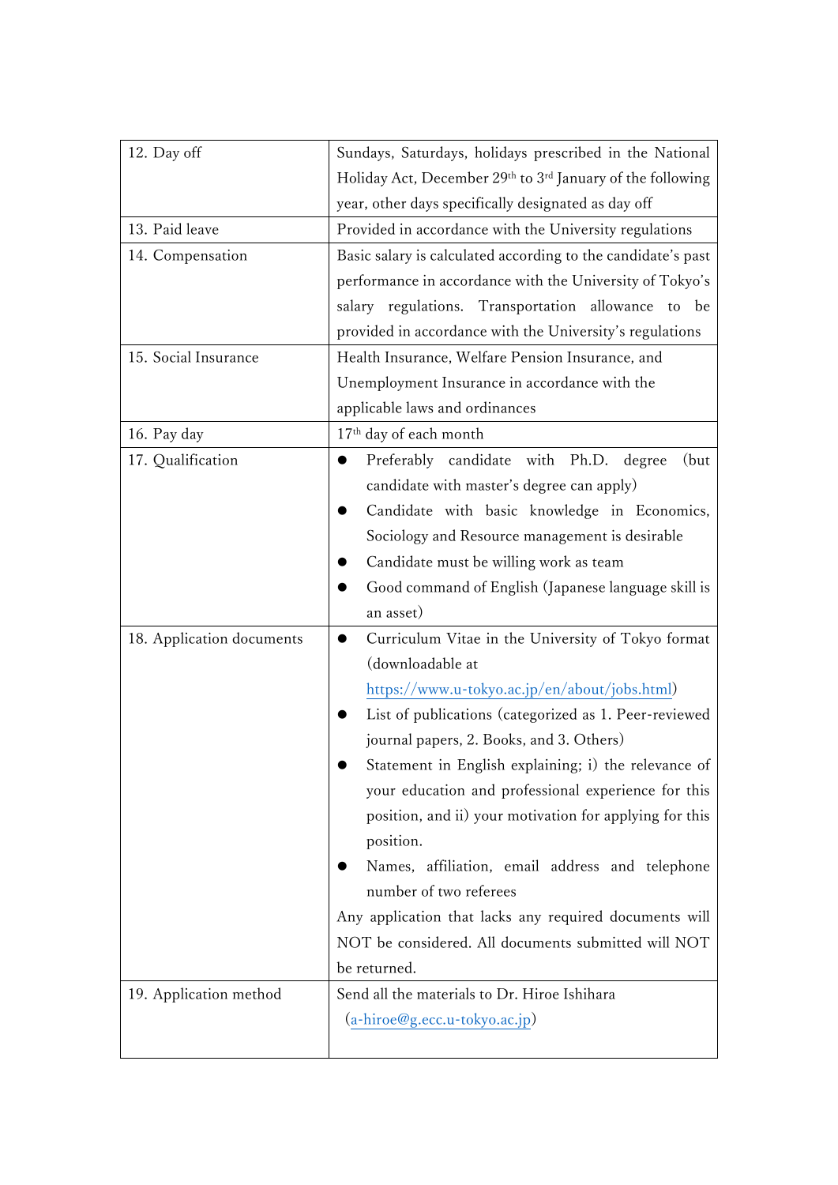| | |
|---|---|
| 12. Day off | Sundays, Saturdays, holidays prescribed in the National Holiday Act, December 29th to 3rd January of the following year, other days specifically designated as day off |
| 13. Paid leave | Provided in accordance with the University regulations |
| 14. Compensation | Basic salary is calculated according to the candidate's past performance in accordance with the University of Tokyo's salary regulations. Transportation allowance to be provided in accordance with the University's regulations |
| 15. Social Insurance | Health Insurance, Welfare Pension Insurance, and Unemployment Insurance in accordance with the applicable laws and ordinances |
| 16. Pay day | 17th day of each month |
| 17. Qualification | ● Preferably candidate with Ph.D. degree (but candidate with master's degree can apply)<br>● Candidate with basic knowledge in Economics, Sociology and Resource management is desirable<br>● Candidate must be willing work as team<br>● Good command of English (Japanese language skill is an asset) |
| 18. Application documents | ● Curriculum Vitae in the University of Tokyo format (downloadable at https://www.u-tokyo.ac.jp/en/about/jobs.html)<br>● List of publications (categorized as 1. Peer-reviewed journal papers, 2. Books, and 3. Others)<br>● Statement in English explaining; i) the relevance of your education and professional experience for this position, and ii) your motivation for applying for this position.<br>● Names, affiliation, email address and telephone number of two referees<br>Any application that lacks any required documents will NOT be considered. All documents submitted will NOT be returned. |
| 19. Application method | Send all the materials to Dr. Hiroe Ishihara (a-hiroe@g.ecc.u-tokyo.ac.jp) |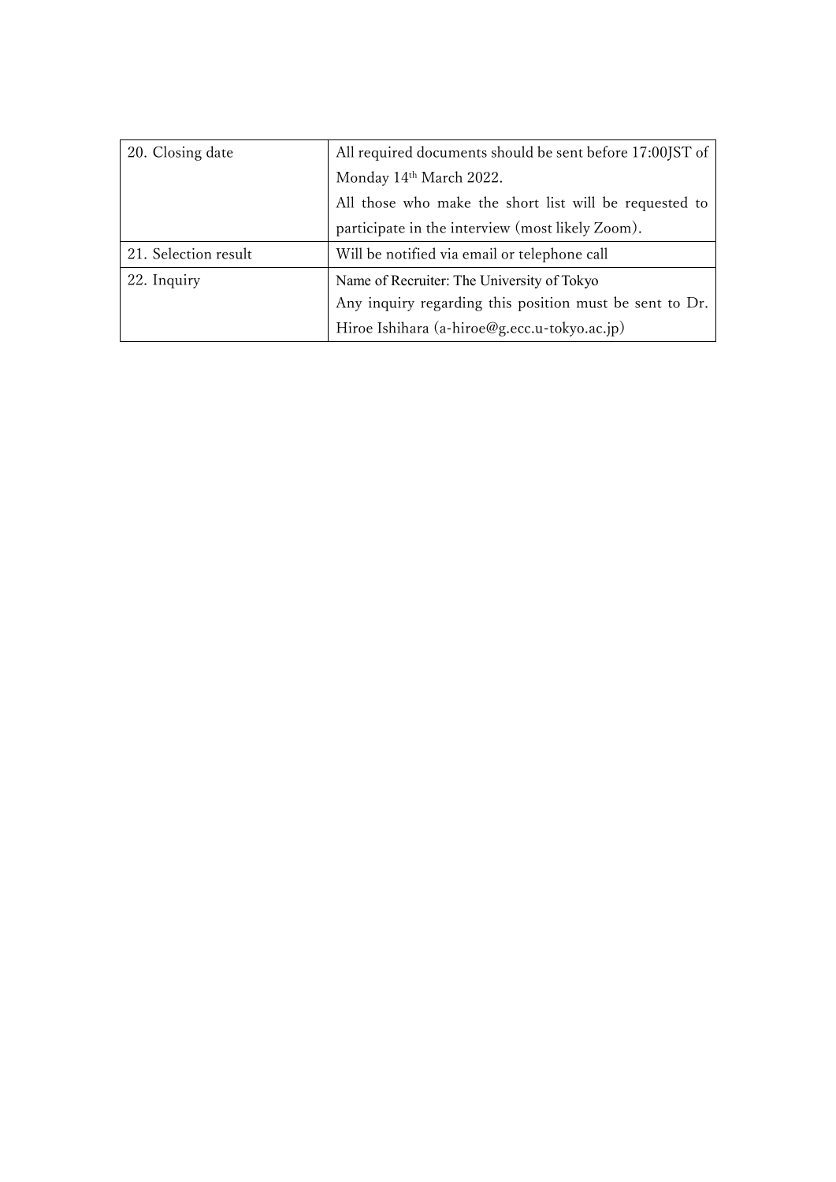| | |
|---|---|
| 20. Closing date | All required documents should be sent before 17:00JST of Monday 14th March 2022. All those who make the short list will be requested to participate in the interview (most likely Zoom). |
| 21. Selection result | Will be notified via email or telephone call |
| 22. Inquiry | Name of Recruiter: The University of Tokyo Any inquiry regarding this position must be sent to Dr. Hiroe Ishihara (a-hiroe@g.ecc.u-tokyo.ac.jp) |